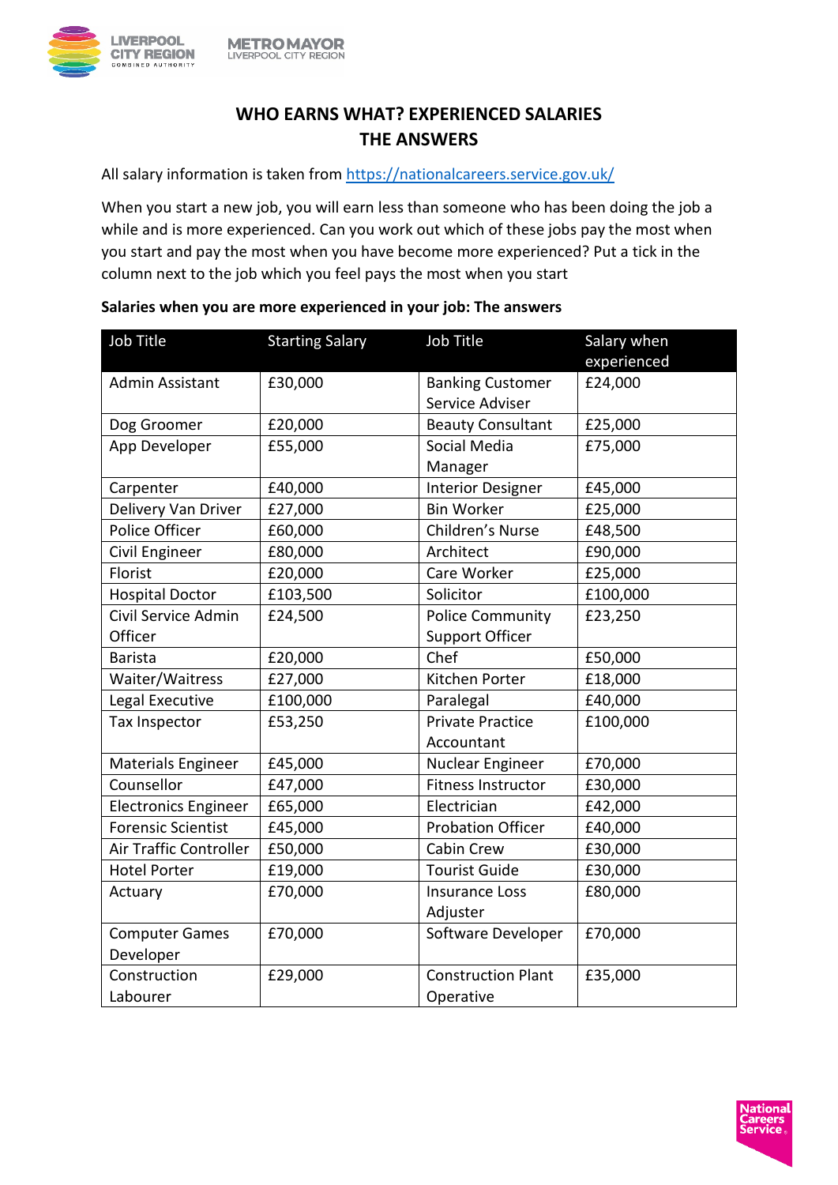# WHO EARNS WHAT? EXPERIENCED SALARIES
# THE ANSWERS

All salary information is taken from https://nationalcareers.service.gov.uk/

When you start a new job, you will earn less than someone who has been doing the job a while and is more experienced. Can you work out which of these jobs pay the most when you start and pay the most when you have become more experienced? Put a tick in the column next to the job which you feel pays the most when you start

**Salaries when you are more experienced in your job: The answers**

| Job Title | Starting Salary | Job Title | Salary when experienced |
|---|---|---|---|
| Admin Assistant | £30,000 | Banking Customer Service Adviser | £24,000 |
| Dog Groomer | £20,000 | Beauty Consultant | £25,000 |
| App Developer | £55,000 | Social Media Manager | £75,000 |
| Carpenter | £40,000 | Interior Designer | £45,000 |
| Delivery Van Driver | £27,000 | Bin Worker | £25,000 |
| Police Officer | £60,000 | Children's Nurse | £48,500 |
| Civil Engineer | £80,000 | Architect | £90,000 |
| Florist | £20,000 | Care Worker | £25,000 |
| Hospital Doctor | £103,500 | Solicitor | £100,000 |
| Civil Service Admin Officer | £24,500 | Police Community Support Officer | £23,250 |
| Barista | £20,000 | Chef | £50,000 |
| Waiter/Waitress | £27,000 | Kitchen Porter | £18,000 |
| Legal Executive | £100,000 | Paralegal | £40,000 |
| Tax Inspector | £53,250 | Private Practice Accountant | £100,000 |
| Materials Engineer | £45,000 | Nuclear Engineer | £70,000 |
| Counsellor | £47,000 | Fitness Instructor | £30,000 |
| Electronics Engineer | £65,000 | Electrician | £42,000 |
| Forensic Scientist | £45,000 | Probation Officer | £40,000 |
| Air Traffic Controller | £50,000 | Cabin Crew | £30,000 |
| Hotel Porter | £19,000 | Tourist Guide | £30,000 |
| Actuary | £70,000 | Insurance Loss Adjuster | £80,000 |
| Computer Games Developer | £70,000 | Software Developer | £70,000 |
| Construction Labourer | £29,000 | Construction Plant Operative | £35,000 |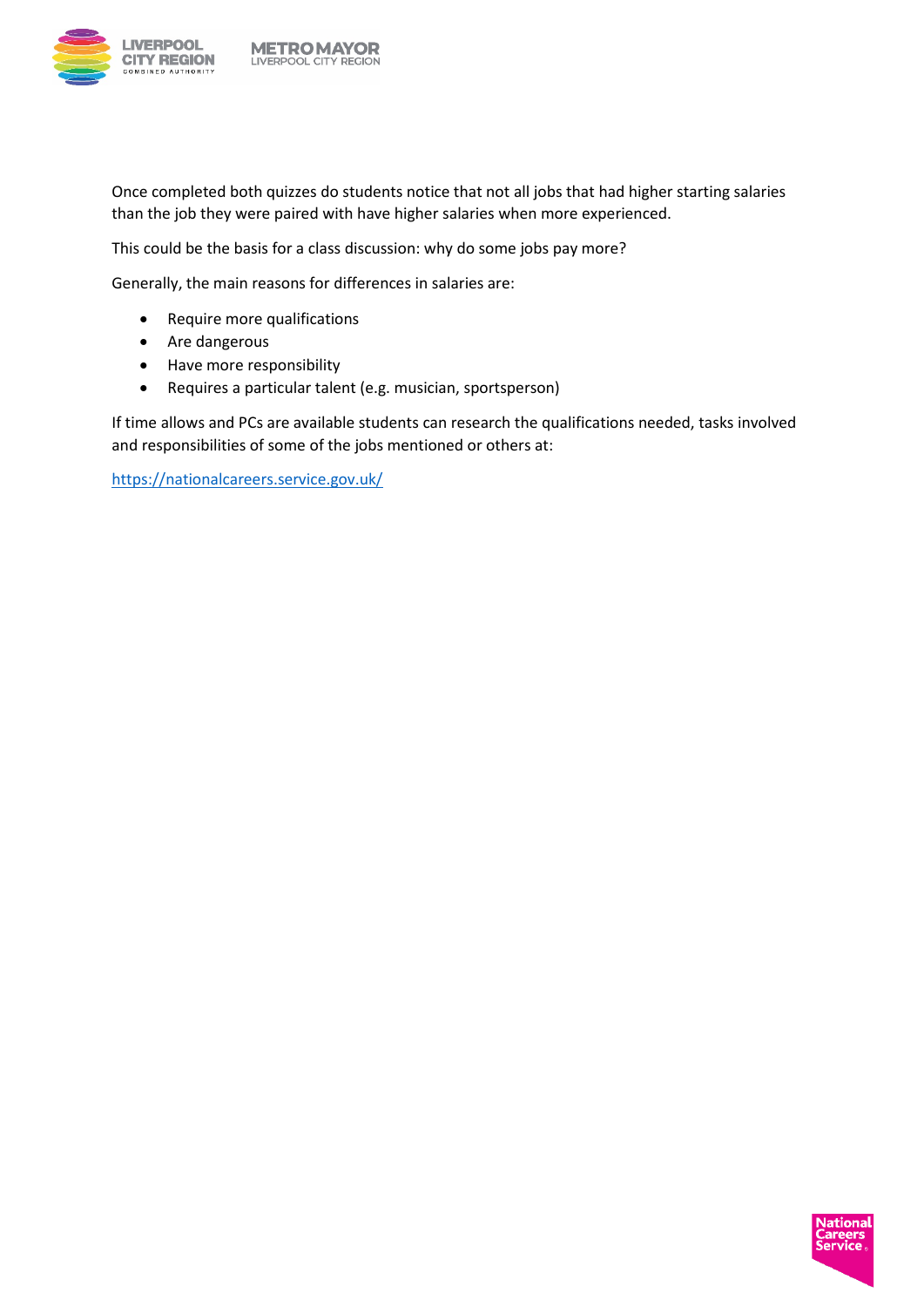Once completed both quizzes do students notice that not all jobs that had higher starting salaries than the job they were paired with have higher salaries when more experienced.

This could be the basis for a class discussion: why do some jobs pay more?

Generally, the main reasons for differences in salaries are:

- Require more qualifications
- Are dangerous
- Have more responsibility
- Requires a particular talent (e.g. musician, sportsperson)

If time allows and PCs are available students can research the qualifications needed, tasks involved and responsibilities of some of the jobs mentioned or others at:

https://nationalcareers.service.gov.uk/